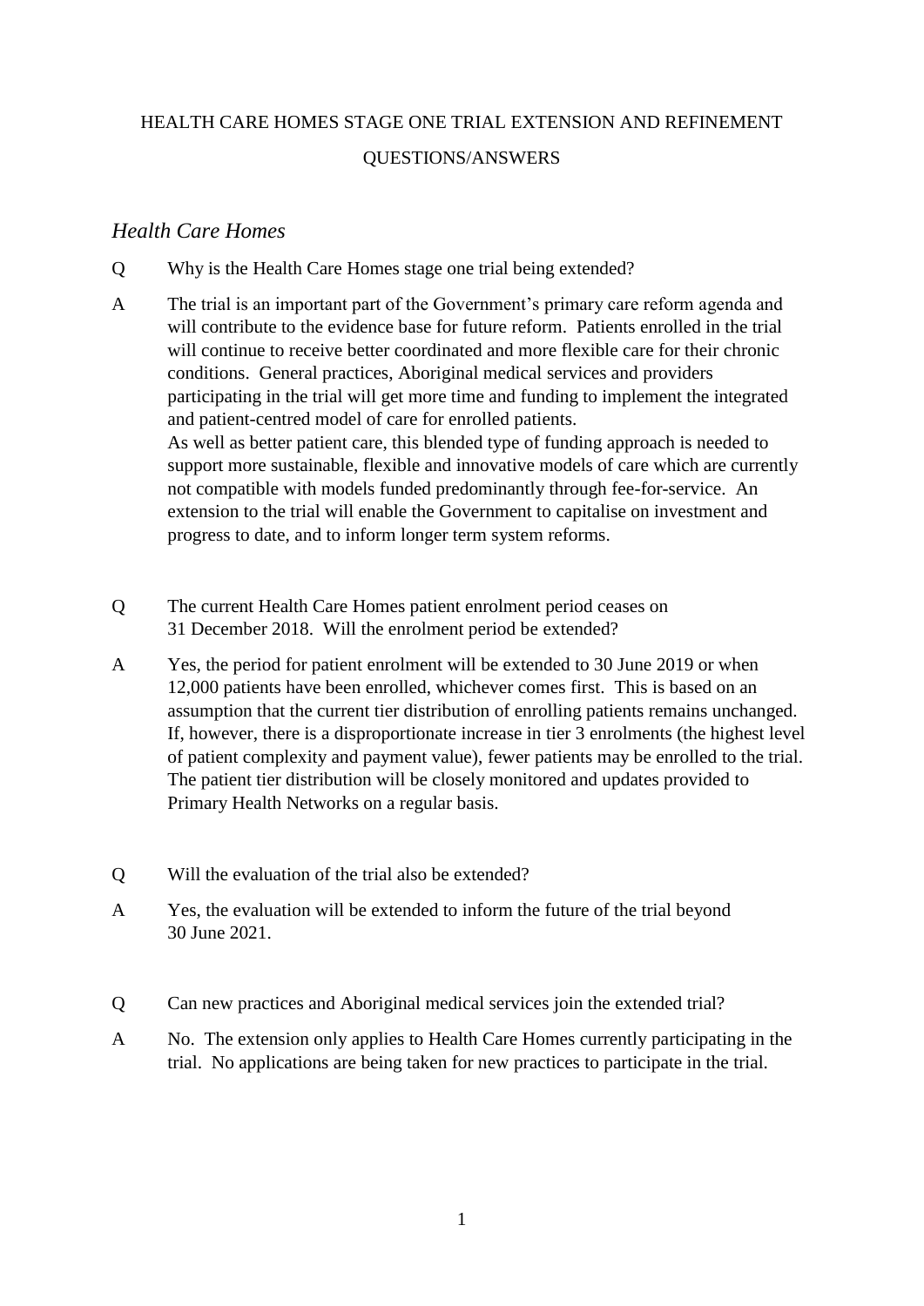HEALTH CARE HOMES STAGE ONE TRIAL EXTENSION AND REFINEMENT

QUESTIONS/ANSWERS

## *Health Care Homes*

Q Why is the Health Care Homes stage one trial being extended?

A The trial is an important part of the Government's primary care reform agenda and will contribute to the evidence base for future reform. Patients enrolled in the trial will continue to receive better coordinated and more flexible care for their chronic conditions. General practices, Aboriginal medical services and providers participating in the trial will get more time and funding to implement the integrated and patient-centred model of care for enrolled patients.
As well as better patient care, this blended type of funding approach is needed to support more sustainable, flexible and innovative models of care which are currently not compatible with models funded predominantly through fee-for-service. An extension to the trial will enable the Government to capitalise on investment and progress to date, and to inform longer term system reforms.

Q The current Health Care Homes patient enrolment period ceases on 31 December 2018. Will the enrolment period be extended?

A Yes, the period for patient enrolment will be extended to 30 June 2019 or when 12,000 patients have been enrolled, whichever comes first. This is based on an assumption that the current tier distribution of enrolling patients remains unchanged. If, however, there is a disproportionate increase in tier 3 enrolments (the highest level of patient complexity and payment value), fewer patients may be enrolled to the trial. The patient tier distribution will be closely monitored and updates provided to Primary Health Networks on a regular basis.

Q Will the evaluation of the trial also be extended?

A Yes, the evaluation will be extended to inform the future of the trial beyond 30 June 2021.

Q Can new practices and Aboriginal medical services join the extended trial?

A No. The extension only applies to Health Care Homes currently participating in the trial. No applications are being taken for new practices to participate in the trial.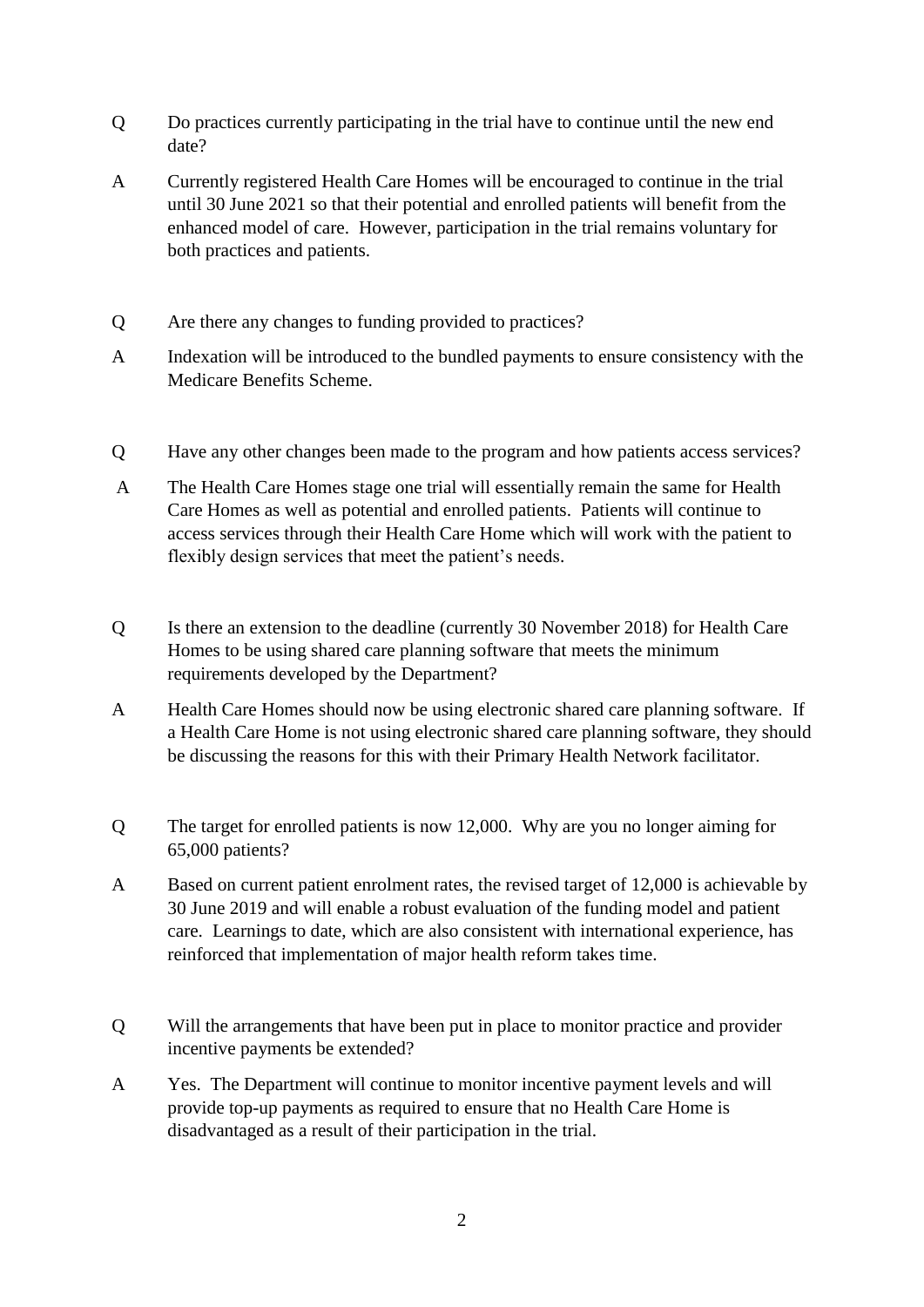Q Do practices currently participating in the trial have to continue until the new end date?

A Currently registered Health Care Homes will be encouraged to continue in the trial until 30 June 2021 so that their potential and enrolled patients will benefit from the enhanced model of care. However, participation in the trial remains voluntary for both practices and patients.

Q Are there any changes to funding provided to practices?

A Indexation will be introduced to the bundled payments to ensure consistency with the Medicare Benefits Scheme.

Q Have any other changes been made to the program and how patients access services?

A The Health Care Homes stage one trial will essentially remain the same for Health Care Homes as well as potential and enrolled patients. Patients will continue to access services through their Health Care Home which will work with the patient to flexibly design services that meet the patient's needs.

Q Is there an extension to the deadline (currently 30 November 2018) for Health Care Homes to be using shared care planning software that meets the minimum requirements developed by the Department?

A Health Care Homes should now be using electronic shared care planning software. If a Health Care Home is not using electronic shared care planning software, they should be discussing the reasons for this with their Primary Health Network facilitator.

Q The target for enrolled patients is now 12,000. Why are you no longer aiming for 65,000 patients?

A Based on current patient enrolment rates, the revised target of 12,000 is achievable by 30 June 2019 and will enable a robust evaluation of the funding model and patient care. Learnings to date, which are also consistent with international experience, has reinforced that implementation of major health reform takes time.

Q Will the arrangements that have been put in place to monitor practice and provider incentive payments be extended?

A Yes. The Department will continue to monitor incentive payment levels and will provide top-up payments as required to ensure that no Health Care Home is disadvantaged as a result of their participation in the trial.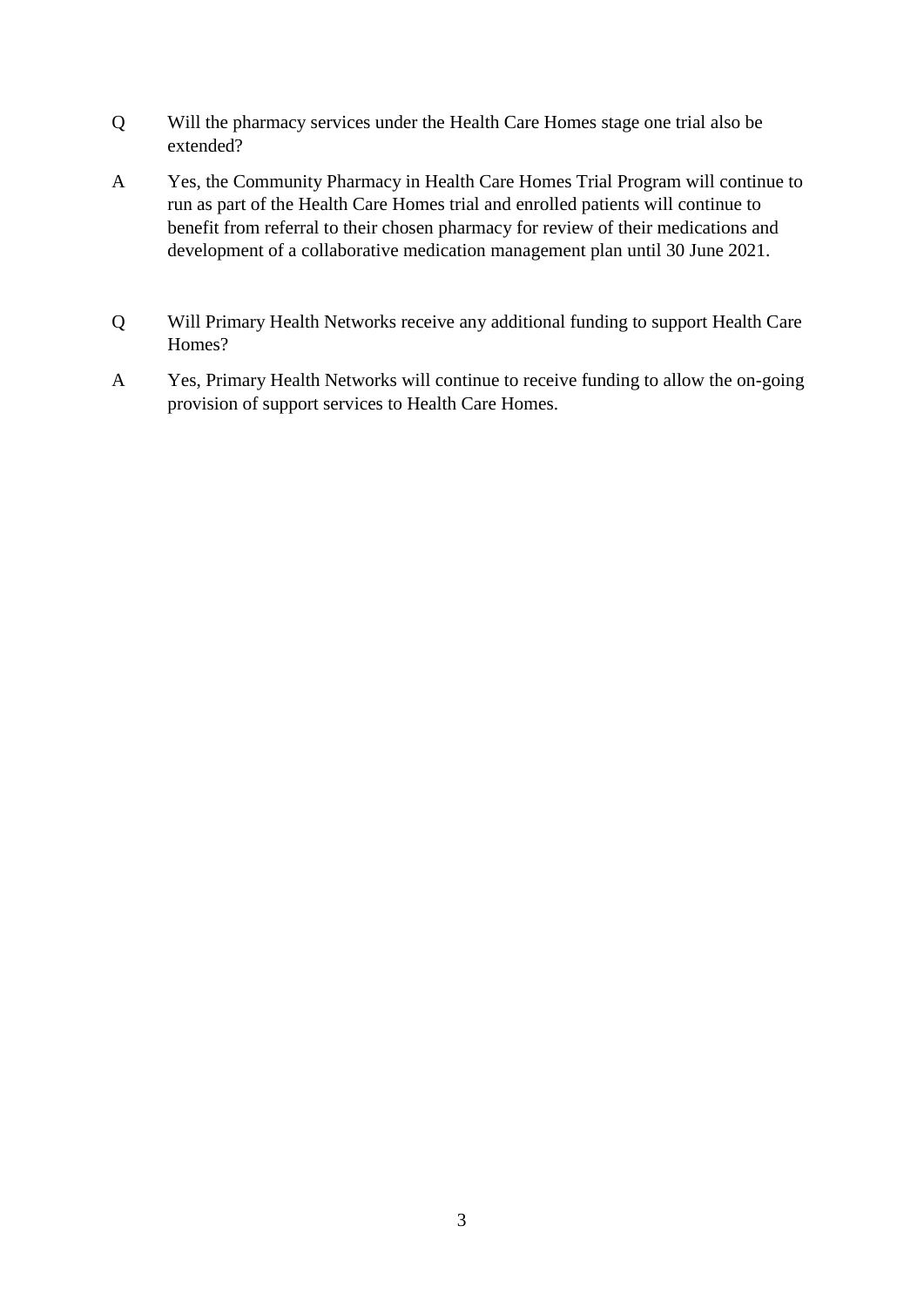Q Will the pharmacy services under the Health Care Homes stage one trial also be extended?

A Yes, the Community Pharmacy in Health Care Homes Trial Program will continue to run as part of the Health Care Homes trial and enrolled patients will continue to benefit from referral to their chosen pharmacy for review of their medications and development of a collaborative medication management plan until 30 June 2021.

Q Will Primary Health Networks receive any additional funding to support Health Care Homes?

A Yes, Primary Health Networks will continue to receive funding to allow the on-going provision of support services to Health Care Homes.